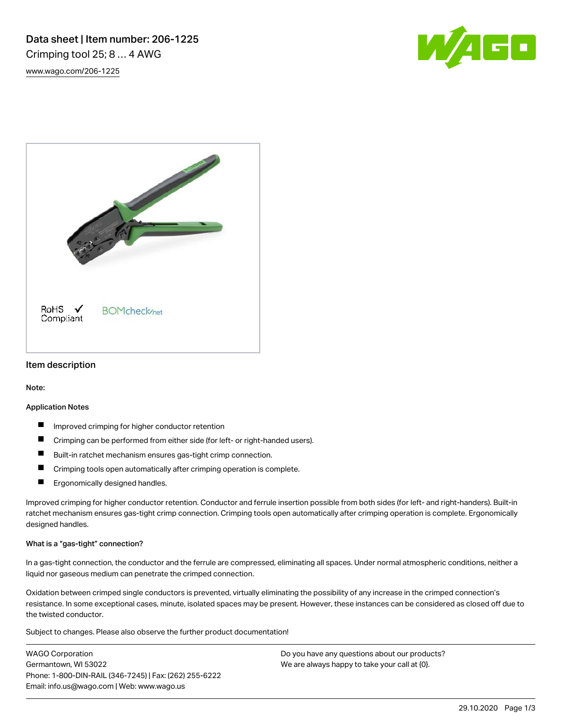# Data sheet | Item number: 206-1225

Crimping tool 25; 8 ... 4 AWG

www.wago.com/206-1225

RoHS ✓ Compliant

BOMcheck.net

## Item description

Note:

Application Notes

- Improved crimping for higher conductor retention
- Crimping can be performed from either side (for left- or right-handed users).
- Built-in ratchet mechanism ensures gas-tight crimp connection.
- Crimping tools open automatically after crimping operation is complete.
- Ergonomically designed handles.

Improved crimping for higher conductor retention. Conductor and ferrule insertion possible from both sides (for left- and right-handers). Built-in ratchet mechanism ensures gas-tight crimp connection. Crimping tools open automatically after crimping operation is complete. Ergonomically designed handles.

What is a "gas-tight" connection?

In a gas-tight connection, the conductor and the ferrule are compressed, eliminating all spaces. Under normal atmospheric conditions, neither a liquid nor gaseous medium can penetrate the crimped connection.

Oxidation between crimped single conductors is prevented, virtually eliminating the possibility of any increase in the crimped connection's resistance. In some exceptional cases, minute, isolated spaces may be present. However, these instances can be considered as closed off due to the twisted conductor.

Subject to changes. Please also observe the further product documentation!

WAGO Corporation
Germantown, WI 53022
Phone: 1-800-DIN-RAIL (346-7245) | Fax: (262) 255-6222
Email: info.us@wago.com | Web: www.wago.us

Do you have any questions about our products?
We are always happy to take your call at {0}.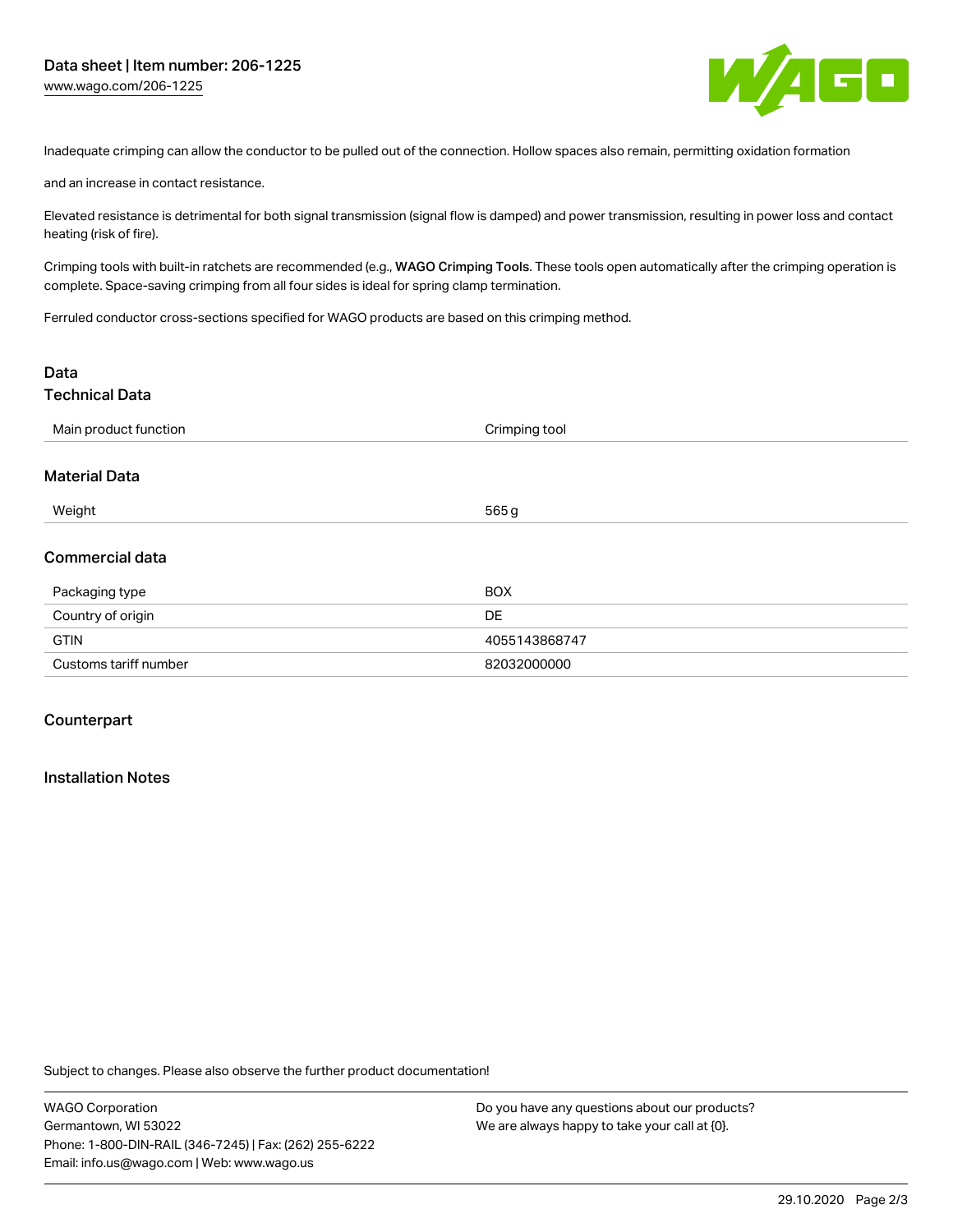Inadequate crimping can allow the conductor to be pulled out of the connection. Hollow spaces also remain, permitting oxidation formation

and an increase in contact resistance.

Elevated resistance is detrimental for both signal transmission (signal flow is damped) and power transmission, resulting in power loss and contact heating (risk of fire).

Crimping tools with built-in ratchets are recommended (e.g., **WAGO Crimping Tools**. These tools open automatically after the crimping operation is complete. Space-saving crimping from all four sides is ideal for spring clamp termination.

Ferruled conductor cross-sections specified for WAGO products are based on this crimping method.

## Data

### Technical Data

| Main product function | Crimping tool |
| --- | --- |

### Material Data

| Weight | 565 g |
| --- | --- |

### Commercial data

| Packaging type | BOX |
| --- | --- |
| Country of origin | DE |
| GTIN | 4055143868747 |
| Customs tariff number | 82032000000 |

### Counterpart

### Installation Notes

Subject to changes. Please also observe the further product documentation!

WAGO Corporation
Germantown, WI 53022
Phone: 1-800-DIN-RAIL (346-7245) | Fax: (262) 255-6222
Email: info.us@wago.com | Web: www.wago.us

Do you have any questions about our products?
We are always happy to take your call at {0}.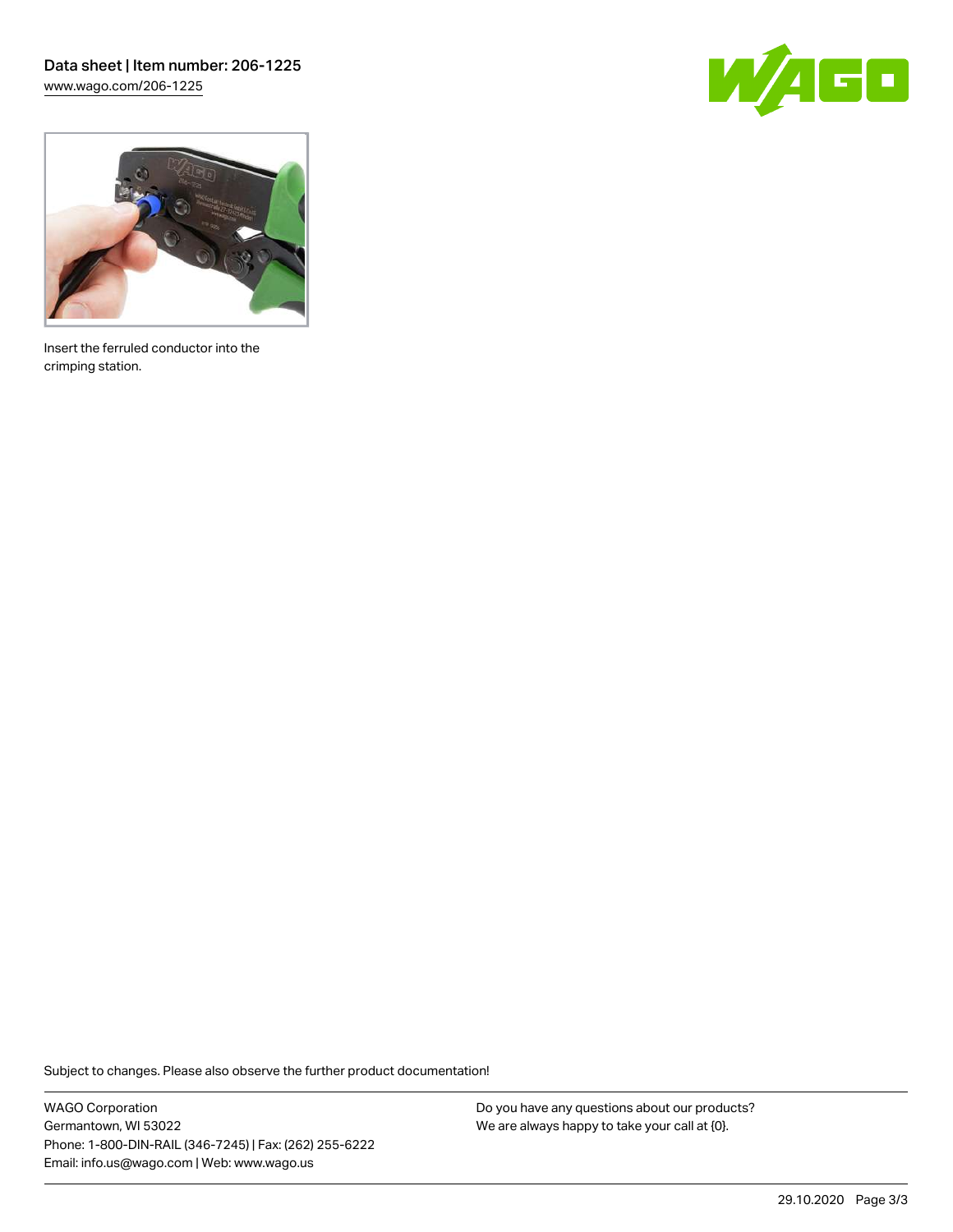Data sheet | Item number: 206-1225

www.wago.com/206-1225

Insert the ferruled conductor into the crimping station.

Subject to changes. Please also observe the further product documentation!

WAGO Corporation
Germantown, WI 53022
Phone: 1-800-DIN-RAIL (346-7245) | Fax: (262) 255-6222
Email: info.us@wago.com | Web: www.wago.us

Do you have any questions about our products?
We are always happy to take your call at {0}.

29.10.2020